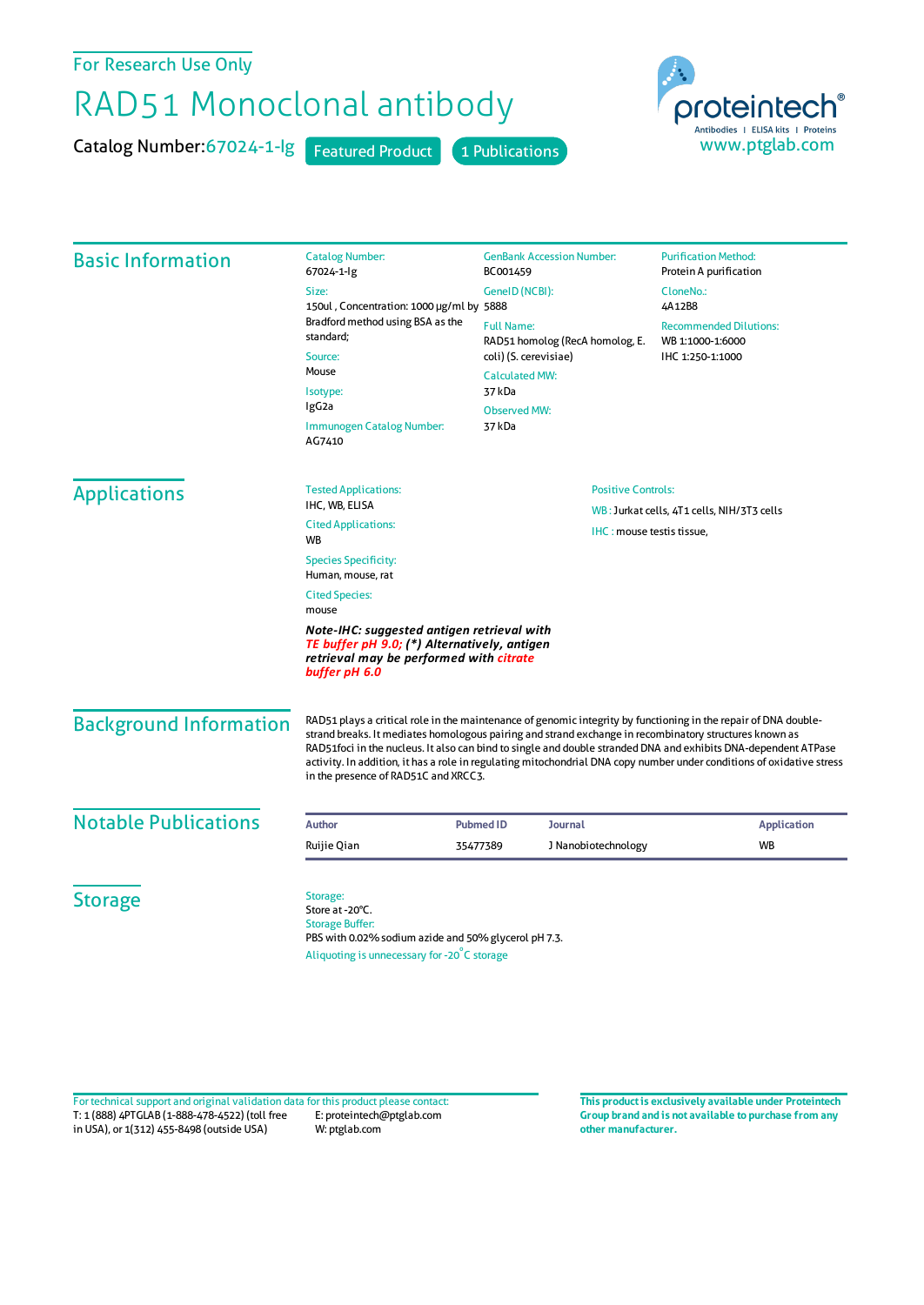For Research Use Only

# RAD51 Monoclonal antibody

**Catalog Number:** 67024-1-Ig   Featured Product   1 Publications

proteintech®
Antibodies | ELISA kits | Proteins
www.ptglab.com

## Basic Information

Catalog Number:
67024-1-Ig

Size:
150ul , Concentration: 1000 μg/ml by Bradford method using BSA as the standard;

Source:
Mouse

Isotype:
IgG2a

Immunogen Catalog Number:
AG7410

GenBank Accession Number:
BC001459

GeneID (NCBI):
5888

Full Name:
RAD51 homolog (RecA homolog, E. coli) (S. cerevisiae)

Calculated MW:
37 kDa

Observed MW:
37 kDa

Purification Method:
Protein A purification

CloneNo.:
4A12B8

Recommended Dilutions:
WB 1:1000-1:6000
IHC 1:250-1:1000

## Applications

Tested Applications:
IHC, WB, ELISA

Cited Applications:
WB

Species Specificity:
Human, mouse, rat

Cited Species:
mouse

***Note-IHC: suggested antigen retrieval with TE buffer pH 9.0; (\*) Alternatively, antigen retrieval may be performed with citrate buffer pH 6.0***

Positive Controls:

WB : Jurkat cells, 4T1 cells, NIH/3T3 cells

IHC : mouse testis tissue,

## Background Information

RAD51 plays a critical role in the maintenance of genomic integrity by functioning in the repair of DNA double-strand breaks. It mediates homologous pairing and strand exchange in recombinatory structures known as RAD51foci in the nucleus. It also can bind to single and double stranded DNA and exhibits DNA-dependent ATPase activity. In addition, it has a role in regulating mitochondrial DNA copy number under conditions of oxidative stress in the presence of RAD51C and XRCC3.

## Notable Publications

| Author | Pubmed ID | Journal | Application |
| --- | --- | --- | --- |
| Ruijie Qian | 35477389 | J Nanobiotechnology | WB |

## Storage

Storage:
Store at -20°C.
Storage Buffer:
PBS with 0.02% sodium azide and 50% glycerol pH 7.3.
Aliquoting is unnecessary for -20°C storage

For technical support and original validation data for this product please contact:
T: 1 (888) 4PTGLAB (1-888-478-4522) (toll free in USA), or 1(312) 455-8498 (outside USA)
E: proteintech@ptglab.com
W: ptglab.com

**This product is exclusively available under Proteintech Group brand and is not available to purchase from any other manufacturer.**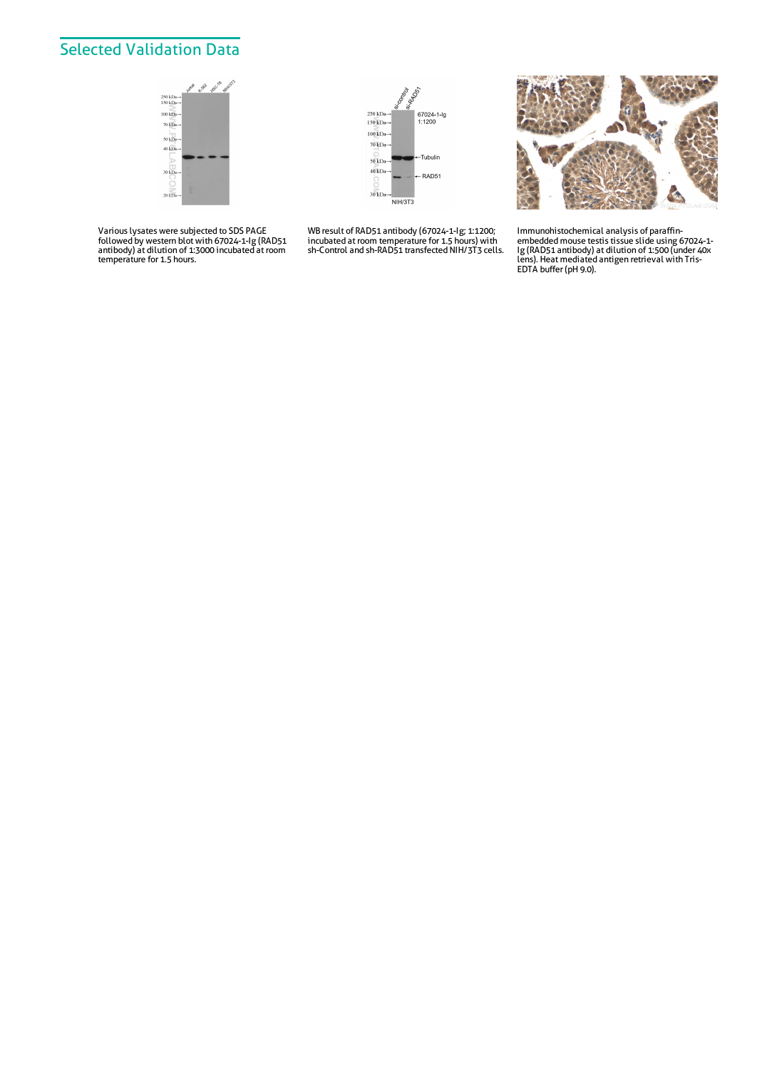## Selected Validation Data

250 kDa→
150 kDa→
100 kDa→
70 kDa→
50 kDa→
40 kDa→
30 kDa→
20 kDa→
Jurkat
K-562
HSC-T6
NIH/3T3

Various lysates were subjected to SDS PAGE followed by western blot with 67024-1-Ig (RAD51 antibody) at dilution of 1:3000 incubated at room temperature for 1.5 hours.

si-control
si-RAD51
250 kDa→
150 kDa→
100 kDa→
70 kDa→
50 kDa→
40 kDa→
30 kDa→
67024-1-Ig
1:1200
←Tubulin
← RAD51
NIH/3T3

WB result of RAD51 antibody (67024-1-Ig; 1:1200; incubated at room temperature for 1.5 hours) with sh-Control and sh-RAD51 transfected NIH/3T3 cells.

Immunohistochemical analysis of paraffin-embedded mouse testis tissue slide using 67024-1-Ig (RAD51 antibody) at dilution of 1:500 (under 40x lens). Heat mediated antigen retrieval with Tris-EDTA buffer (pH 9.0).